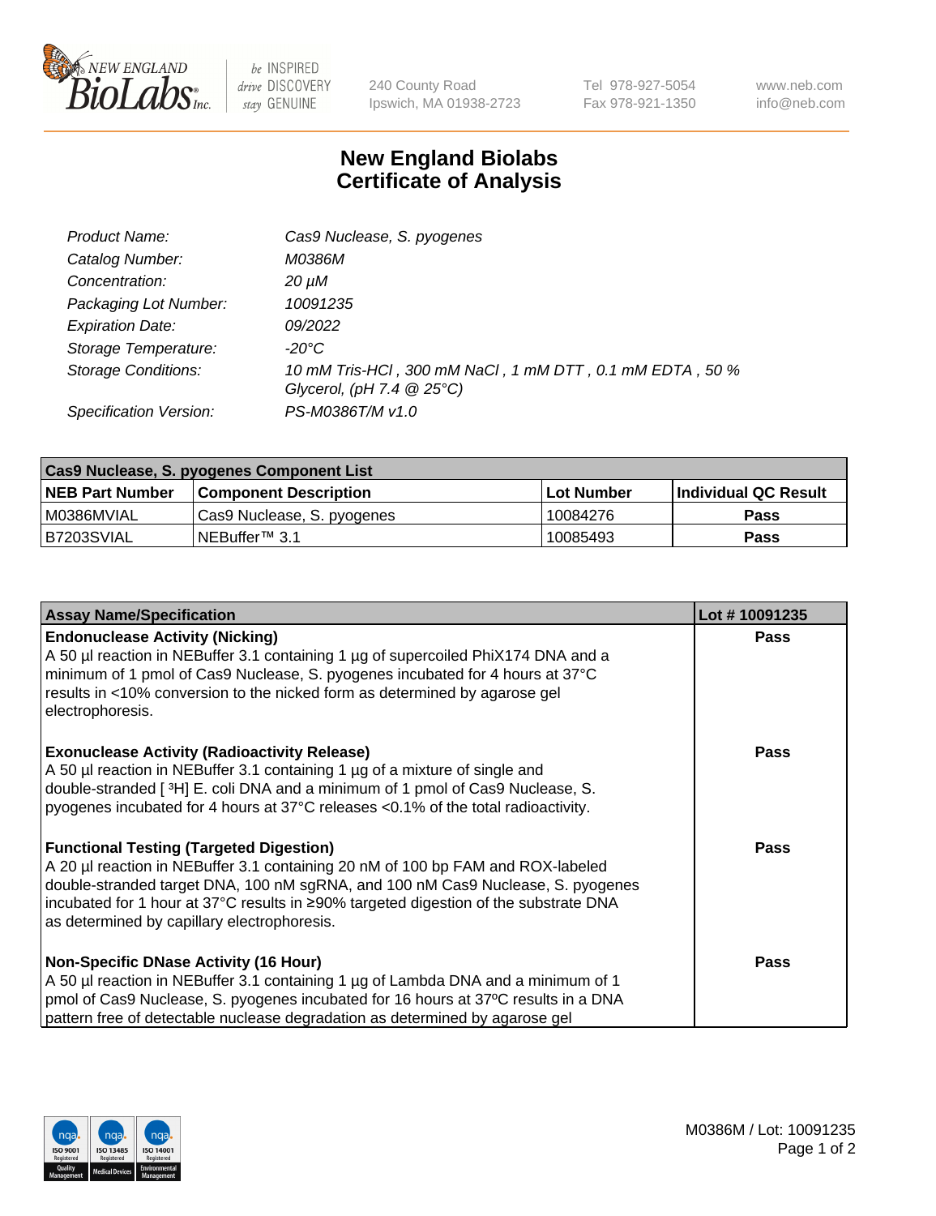# New England Biolabs Certificate of Analysis

| | |
|---|---|
| *Product Name:* | *Cas9 Nuclease, S. pyogenes* |
| *Catalog Number:* | *M0386M* |
| *Concentration:* | *20 µM* |
| *Packaging Lot Number:* | *10091235* |
| *Expiration Date:* | *09/2022* |
| *Storage Temperature:* | *-20°C* |
| *Storage Conditions:* | *10 mM Tris-HCl , 300 mM NaCl , 1 mM DTT , 0.1 mM EDTA , 50 % Glycerol, (pH 7.4 @ 25°C)* |
| *Specification Version:* | *PS-M0386T/M v1.0* |

| Cas9 Nuclease, S. pyogenes Component List | | | |
|---|---|---|---|
| **NEB Part Number** | **Component Description** | **Lot Number** | **Individual QC Result** |
| M0386MVIAL | Cas9 Nuclease, S. pyogenes | 10084276 | **Pass** |
| B7203SVIAL | NEBuffer™ 3.1 | 10085493 | **Pass** |

| Assay Name/Specification | Lot # 10091235 |
|---|---|
| **Endonuclease Activity (Nicking)**<br>A 50 µl reaction in NEBuffer 3.1 containing 1 µg of supercoiled PhiX174 DNA and a minimum of 1 pmol of Cas9 Nuclease, S. pyogenes incubated for 4 hours at 37°C results in <10% conversion to the nicked form as determined by agarose gel electrophoresis. | **Pass** |
| **Exonuclease Activity (Radioactivity Release)**<br>A 50 µl reaction in NEBuffer 3.1 containing 1 µg of a mixture of single and double-stranded [ $^{3}$H] E. coli DNA and a minimum of 1 pmol of Cas9 Nuclease, S. pyogenes incubated for 4 hours at 37°C releases <0.1% of the total radioactivity. | **Pass** |
| **Functional Testing (Targeted Digestion)**<br>A 20 µl reaction in NEBuffer 3.1 containing 20 nM of 100 bp FAM and ROX-labeled double-stranded target DNA, 100 nM sgRNA, and 100 nM Cas9 Nuclease, S. pyogenes incubated for 1 hour at 37°C results in ≥90% targeted digestion of the substrate DNA as determined by capillary electrophoresis. | **Pass** |
| **Non-Specific DNase Activity (16 Hour)**<br>A 50 µl reaction in NEBuffer 3.1 containing 1 µg of Lambda DNA and a minimum of 1 pmol of Cas9 Nuclease, S. pyogenes incubated for 16 hours at 37ºC results in a DNA pattern free of detectable nuclease degradation as determined by agarose gel | **Pass** |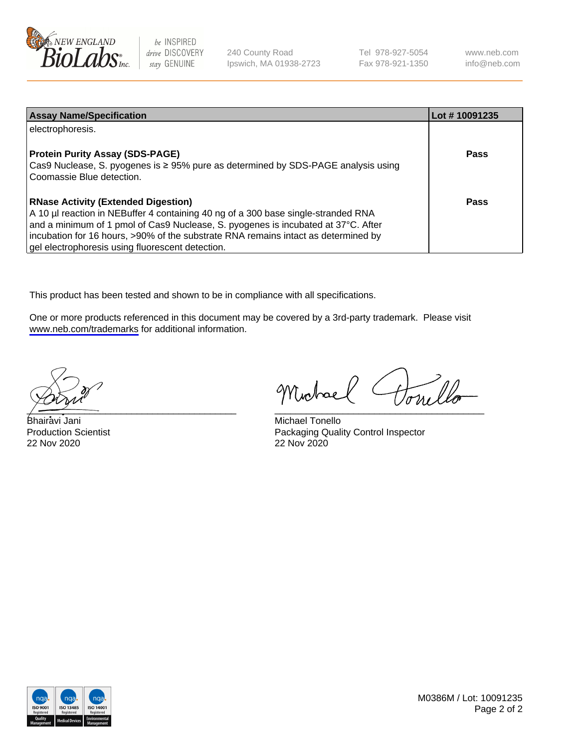| Assay Name/Specification | Lot # 10091235 |
| --- | --- |
| electrophoresis. | |
| **Protein Purity Assay (SDS-PAGE)**<br>Cas9 Nuclease, S. pyogenes is ≥ 95% pure as determined by SDS-PAGE analysis using Coomassie Blue detection. | **Pass** |
| **RNase Activity (Extended Digestion)**<br>A 10 µl reaction in NEBuffer 4 containing 40 ng of a 300 base single-stranded RNA and a minimum of 1 pmol of Cas9 Nuclease, S. pyogenes is incubated at 37°C. After incubation for 16 hours, >90% of the substrate RNA remains intact as determined by gel electrophoresis using fluorescent detection. | **Pass** |

This product has been tested and shown to be in compliance with all specifications.

One or more products referenced in this document may be covered by a 3rd-party trademark. Please visit www.neb.com/trademarks for additional information.

Bhairavi Jani
Production Scientist
22 Nov 2020

Michael Tonello
Packaging Quality Control Inspector
22 Nov 2020

M0386M / Lot: 10091235